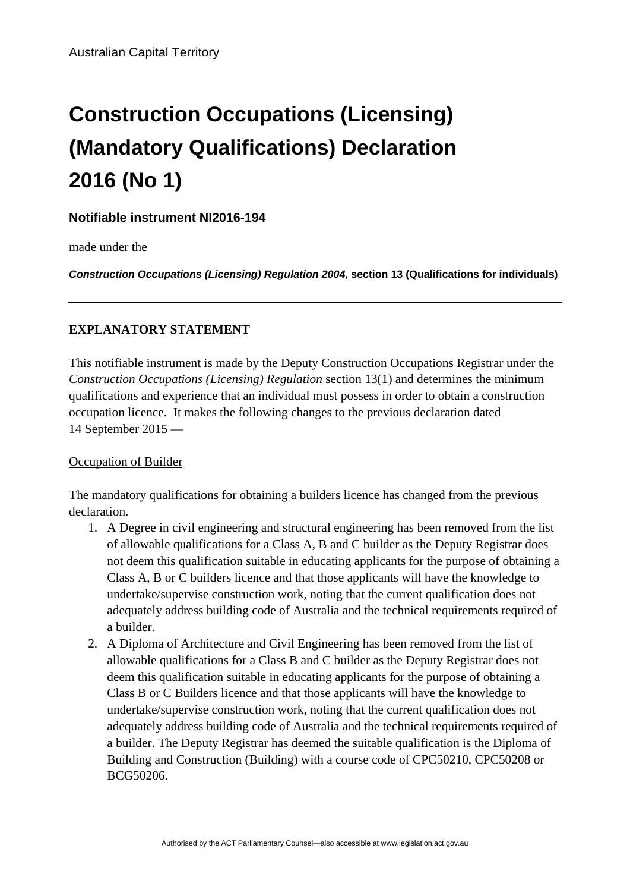Australian Capital Territory

# Construction Occupations (Licensing) (Mandatory Qualifications) Declaration 2016 (No 1)

**Notifiable instrument NI2016-194**

made under the

***Construction Occupations (Licensing) Regulation 2004*, section 13 (Qualifications for individuals)**

---

**EXPLANATORY STATEMENT**

This notifiable instrument is made by the Deputy Construction Occupations Registrar under the *Construction Occupations (Licensing) Regulation* section 13(1) and determines the minimum qualifications and experience that an individual must possess in order to obtain a construction occupation licence. It makes the following changes to the previous declaration dated 14 September 2015 —

Occupation of Builder

The mandatory qualifications for obtaining a builders licence has changed from the previous declaration.

1. A Degree in civil engineering and structural engineering has been removed from the list of allowable qualifications for a Class A, B and C builder as the Deputy Registrar does not deem this qualification suitable in educating applicants for the purpose of obtaining a Class A, B or C builders licence and that those applicants will have the knowledge to undertake/supervise construction work, noting that the current qualification does not adequately address building code of Australia and the technical requirements required of a builder.
2. A Diploma of Architecture and Civil Engineering has been removed from the list of allowable qualifications for a Class B and C builder as the Deputy Registrar does not deem this qualification suitable in educating applicants for the purpose of obtaining a Class B or C Builders licence and that those applicants will have the knowledge to undertake/supervise construction work, noting that the current qualification does not adequately address building code of Australia and the technical requirements required of a builder. The Deputy Registrar has deemed the suitable qualification is the Diploma of Building and Construction (Building) with a course code of CPC50210, CPC50208 or BCG50206.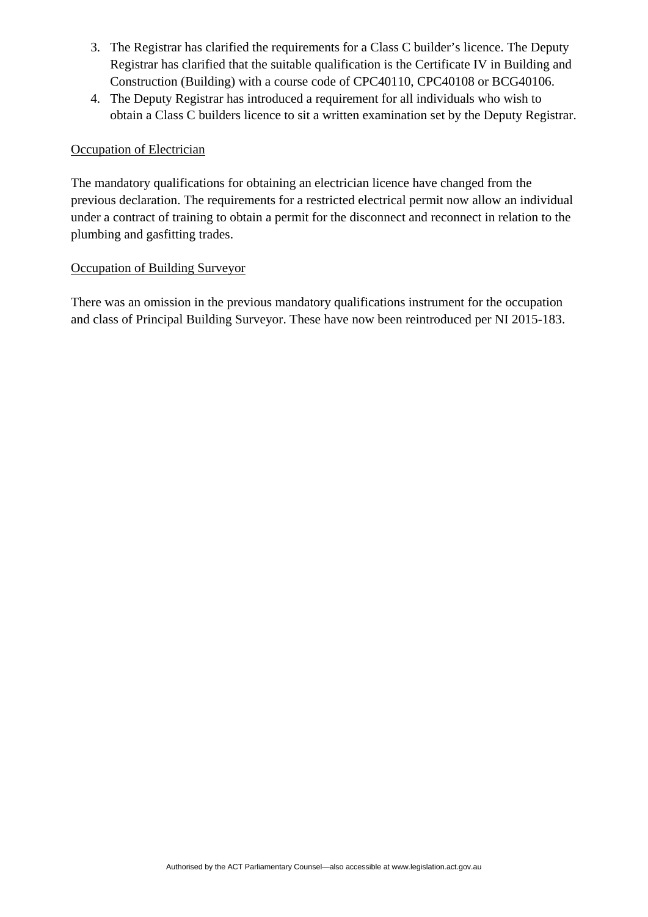3. The Registrar has clarified the requirements for a Class C builder's licence. The Deputy Registrar has clarified that the suitable qualification is the Certificate IV in Building and Construction (Building) with a course code of CPC40110, CPC40108 or BCG40106.
4. The Deputy Registrar has introduced a requirement for all individuals who wish to obtain a Class C builders licence to sit a written examination set by the Deputy Registrar.

<u>Occupation of Electrician</u>

The mandatory qualifications for obtaining an electrician licence have changed from the previous declaration. The requirements for a restricted electrical permit now allow an individual under a contract of training to obtain a permit for the disconnect and reconnect in relation to the plumbing and gasfitting trades.

<u>Occupation of Building Surveyor</u>

There was an omission in the previous mandatory qualifications instrument for the occupation and class of Principal Building Surveyor. These have now been reintroduced per NI 2015-183.